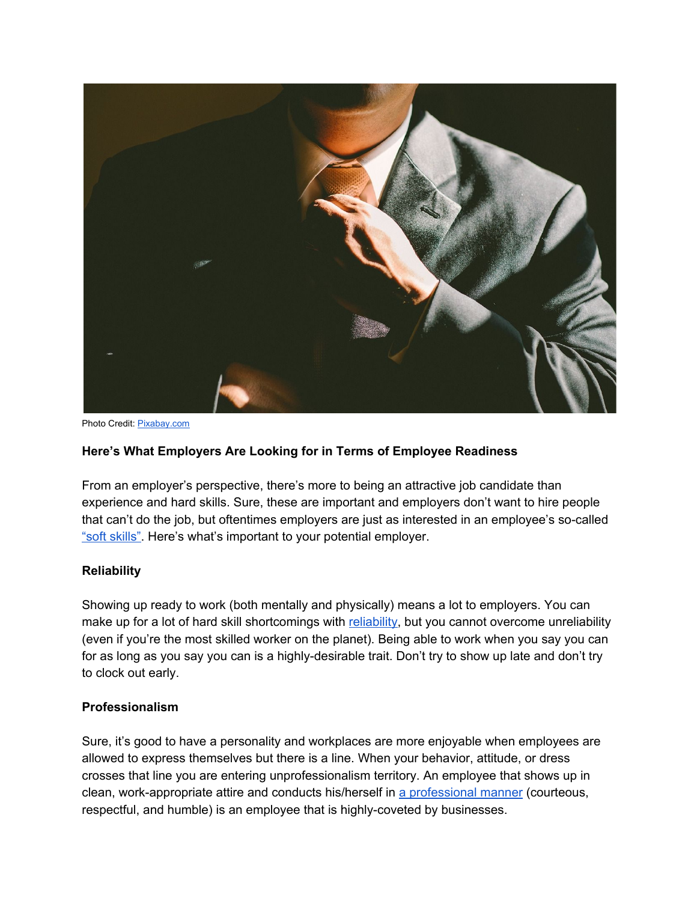Photo Credit: Pixabay.com

**Here's What Employers Are Looking for in Terms of Employee Readiness**

From an employer's perspective, there's more to being an attractive job candidate than experience and hard skills. Sure, these are important and employers don't want to hire people that can't do the job, but oftentimes employers are just as interested in an employee's so-called "soft skills". Here's what's important to your potential employer.

**Reliability**

Showing up ready to work (both mentally and physically) means a lot to employers. You can make up for a lot of hard skill shortcomings with reliability, but you cannot overcome unreliability (even if you're the most skilled worker on the planet). Being able to work when you say you can for as long as you say you can is a highly-desirable trait. Don't try to show up late and don't try to clock out early.

**Professionalism**

Sure, it's good to have a personality and workplaces are more enjoyable when employees are allowed to express themselves but there is a line. When your behavior, attitude, or dress crosses that line you are entering unprofessionalism territory. An employee that shows up in clean, work-appropriate attire and conducts his/herself in a professional manner (courteous, respectful, and humble) is an employee that is highly-coveted by businesses.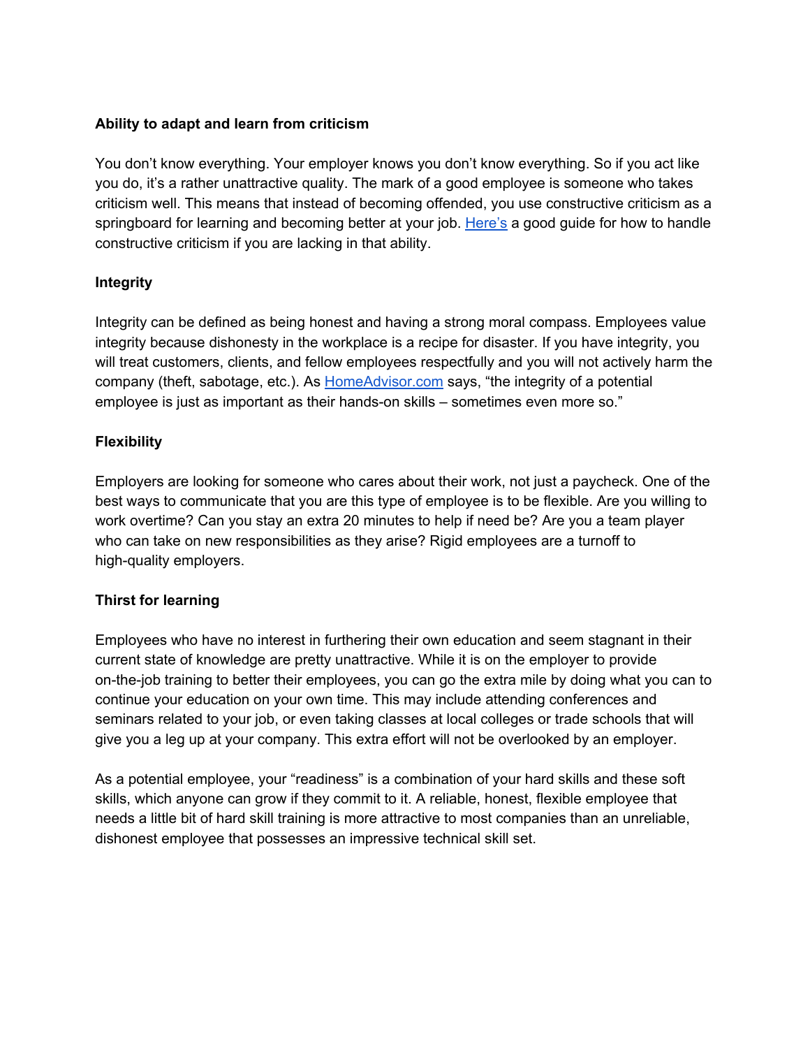**Ability to adapt and learn from criticism**

You don't know everything. Your employer knows you don't know everything. So if you act like you do, it's a rather unattractive quality. The mark of a good employee is someone who takes criticism well. This means that instead of becoming offended, you use constructive criticism as a springboard for learning and becoming better at your job. Here's a good guide for how to handle constructive criticism if you are lacking in that ability.

**Integrity**

Integrity can be defined as being honest and having a strong moral compass. Employees value integrity because dishonesty in the workplace is a recipe for disaster. If you have integrity, you will treat customers, clients, and fellow employees respectfully and you will not actively harm the company (theft, sabotage, etc.). As HomeAdvisor.com says, "the integrity of a potential employee is just as important as their hands-on skills – sometimes even more so."

**Flexibility**

Employers are looking for someone who cares about their work, not just a paycheck. One of the best ways to communicate that you are this type of employee is to be flexible. Are you willing to work overtime? Can you stay an extra 20 minutes to help if need be? Are you a team player who can take on new responsibilities as they arise? Rigid employees are a turnoff to high-quality employers.

**Thirst for learning**

Employees who have no interest in furthering their own education and seem stagnant in their current state of knowledge are pretty unattractive. While it is on the employer to provide on-the-job training to better their employees, you can go the extra mile by doing what you can to continue your education on your own time. This may include attending conferences and seminars related to your job, or even taking classes at local colleges or trade schools that will give you a leg up at your company. This extra effort will not be overlooked by an employer.

As a potential employee, your "readiness" is a combination of your hard skills and these soft skills, which anyone can grow if they commit to it. A reliable, honest, flexible employee that needs a little bit of hard skill training is more attractive to most companies than an unreliable, dishonest employee that possesses an impressive technical skill set.